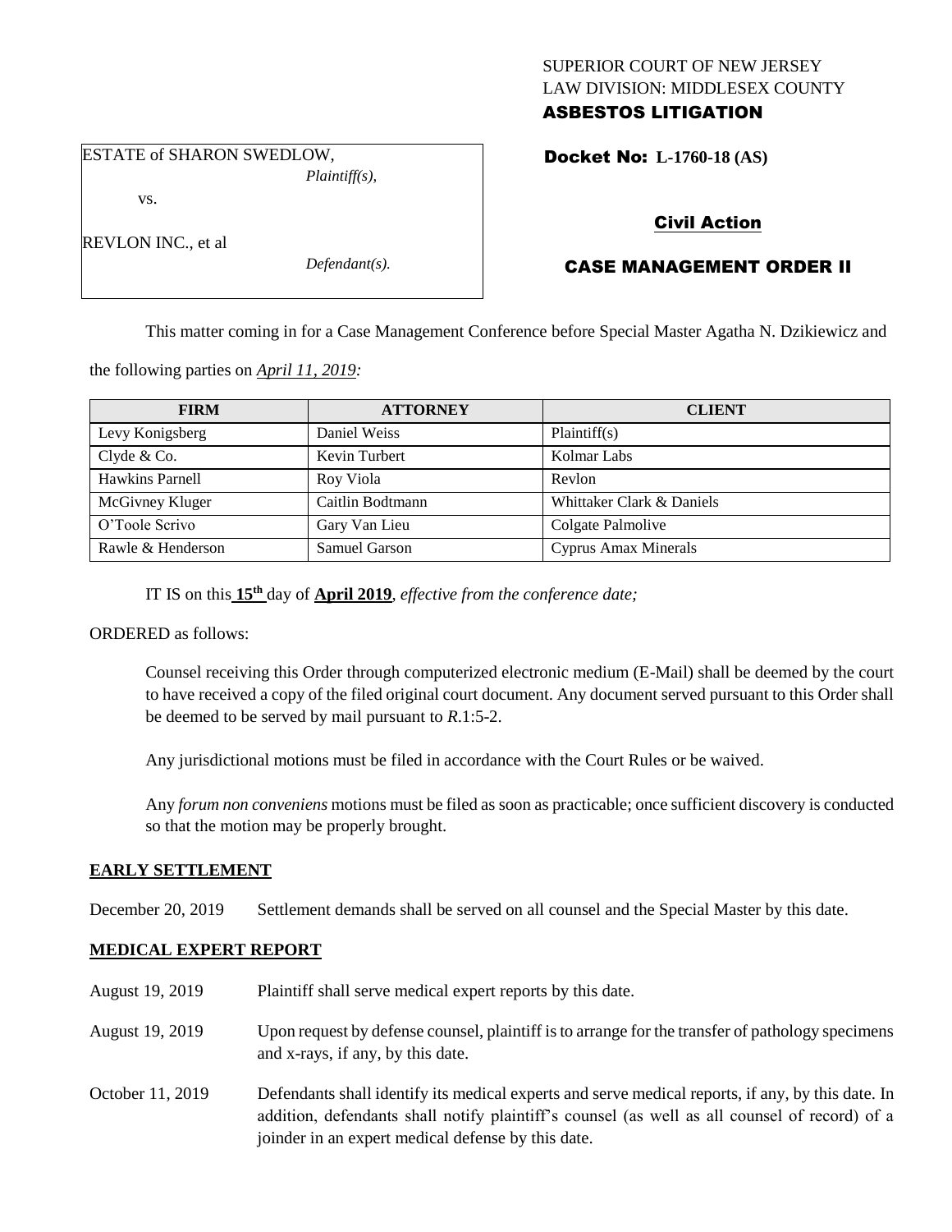SUPERIOR COURT OF NEW JERSEY
LAW DIVISION: MIDDLESEX COUNTY
**ASBESTOS LITIGATION**

ESTATE of SHARON SWEDLOW,
*Plaintiff(s),*

vs.

REVLON INC., et al
*Defendant(s).*

**Docket No: L-1760-18 (AS)**

**Civil Action**

**CASE MANAGEMENT ORDER II**

This matter coming in for a Case Management Conference before Special Master Agatha N. Dzikiewicz and the following parties on *April 11, 2019:*

| FIRM | ATTORNEY | CLIENT |
| --- | --- | --- |
| Levy Konigsberg | Daniel Weiss | Plaintiff(s) |
| Clyde & Co. | Kevin Turbert | Kolmar Labs |
| Hawkins Parnell | Roy Viola | Revlon |
| McGivney Kluger | Caitlin Bodtmann | Whittaker Clark & Daniels |
| O'Toole Scrivo | Gary Van Lieu | Colgate Palmolive |
| Rawle & Henderson | Samuel Garson | Cyprus Amax Minerals |

IT IS on this **15th** day of **April 2019**, *effective from the conference date;*

ORDERED as follows:

Counsel receiving this Order through computerized electronic medium (E-Mail) shall be deemed by the court to have received a copy of the filed original court document. Any document served pursuant to this Order shall be deemed to be served by mail pursuant to *R*.1:5-2.

Any jurisdictional motions must be filed in accordance with the Court Rules or be waived.

Any *forum non conveniens* motions must be filed as soon as practicable; once sufficient discovery is conducted so that the motion may be properly brought.

**EARLY SETTLEMENT**

December 20, 2019 Settlement demands shall be served on all counsel and the Special Master by this date.

**MEDICAL EXPERT REPORT**

August 19, 2019 Plaintiff shall serve medical expert reports by this date.

August 19, 2019 Upon request by defense counsel, plaintiff is to arrange for the transfer of pathology specimens and x-rays, if any, by this date.

October 11, 2019 Defendants shall identify its medical experts and serve medical reports, if any, by this date. In addition, defendants shall notify plaintiff's counsel (as well as all counsel of record) of a joinder in an expert medical defense by this date.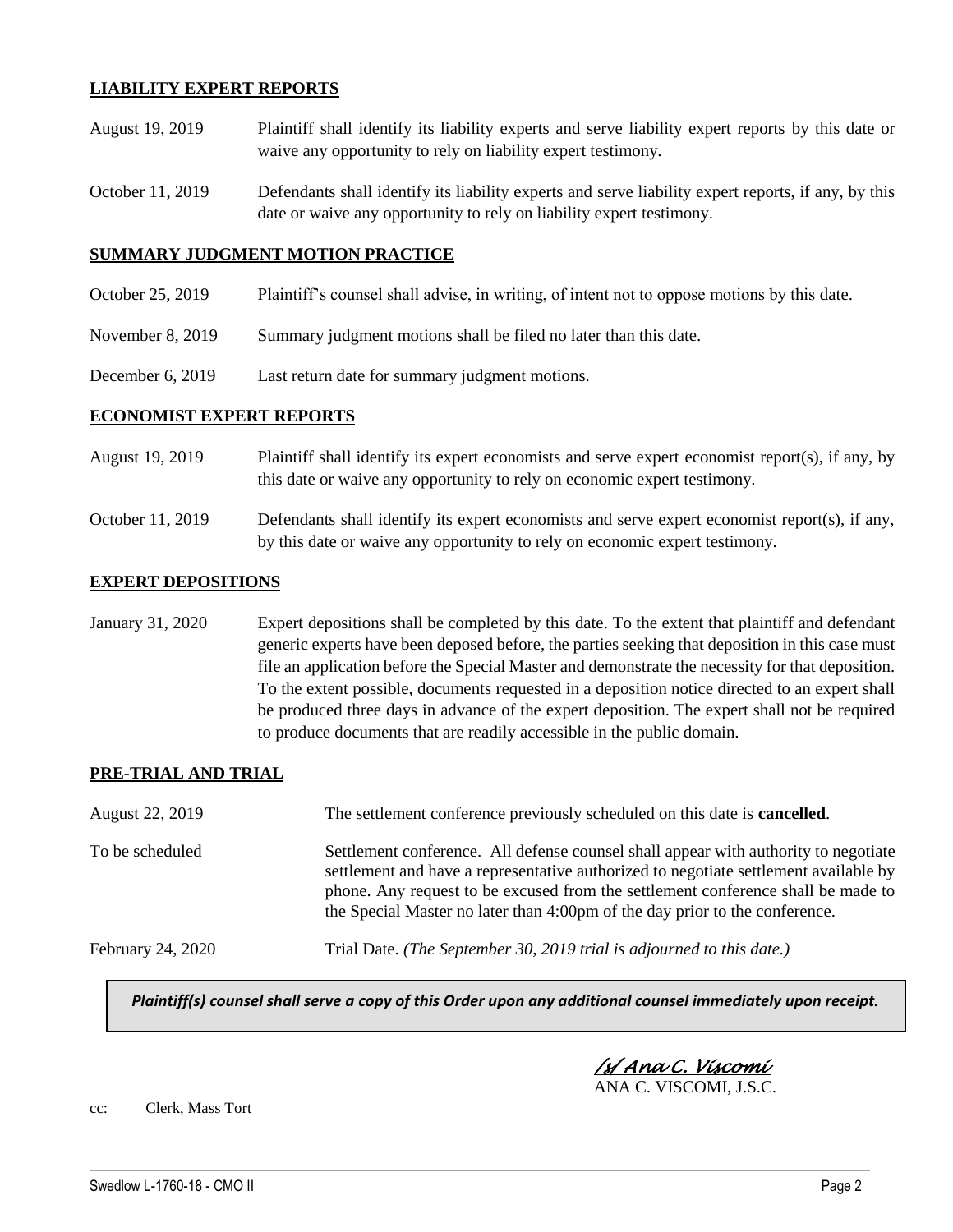## LIABILITY EXPERT REPORTS

| | |
|---|---|
| August 19, 2019 | Plaintiff shall identify its liability experts and serve liability expert reports by this date or waive any opportunity to rely on liability expert testimony. |
| October 11, 2019 | Defendants shall identify its liability experts and serve liability expert reports, if any, by this date or waive any opportunity to rely on liability expert testimony. |

## SUMMARY JUDGMENT MOTION PRACTICE

| | |
|---|---|
| October 25, 2019 | Plaintiff's counsel shall advise, in writing, of intent not to oppose motions by this date. |
| November 8, 2019 | Summary judgment motions shall be filed no later than this date. |
| December 6, 2019 | Last return date for summary judgment motions. |

## ECONOMIST EXPERT REPORTS

| | |
|---|---|
| August 19, 2019 | Plaintiff shall identify its expert economists and serve expert economist report(s), if any, by this date or waive any opportunity to rely on economic expert testimony. |
| October 11, 2019 | Defendants shall identify its expert economists and serve expert economist report(s), if any, by this date or waive any opportunity to rely on economic expert testimony. |

## EXPERT DEPOSITIONS

| | |
|---|---|
| January 31, 2020 | Expert depositions shall be completed by this date. To the extent that plaintiff and defendant generic experts have been deposed before, the parties seeking that deposition in this case must file an application before the Special Master and demonstrate the necessity for that deposition. To the extent possible, documents requested in a deposition notice directed to an expert shall be produced three days in advance of the expert deposition. The expert shall not be required to produce documents that are readily accessible in the public domain. |

## PRE-TRIAL AND TRIAL

| | |
|---|---|
| August 22, 2019 | The settlement conference previously scheduled on this date is **cancelled**. |
| To be scheduled | Settlement conference. All defense counsel shall appear with authority to negotiate settlement and have a representative authorized to negotiate settlement available by phone. Any request to be excused from the settlement conference shall be made to the Special Master no later than 4:00pm of the day prior to the conference. |
| February 24, 2020 | Trial Date. *(The September 30, 2019 trial is adjourned to this date.)* |

***Plaintiff(s) counsel shall serve a copy of this Order upon any additional counsel immediately upon receipt.***

*/s/ Ana C. Viscomi*
ANA C. VISCOMI, J.S.C.

cc: Clerk, Mass Tort